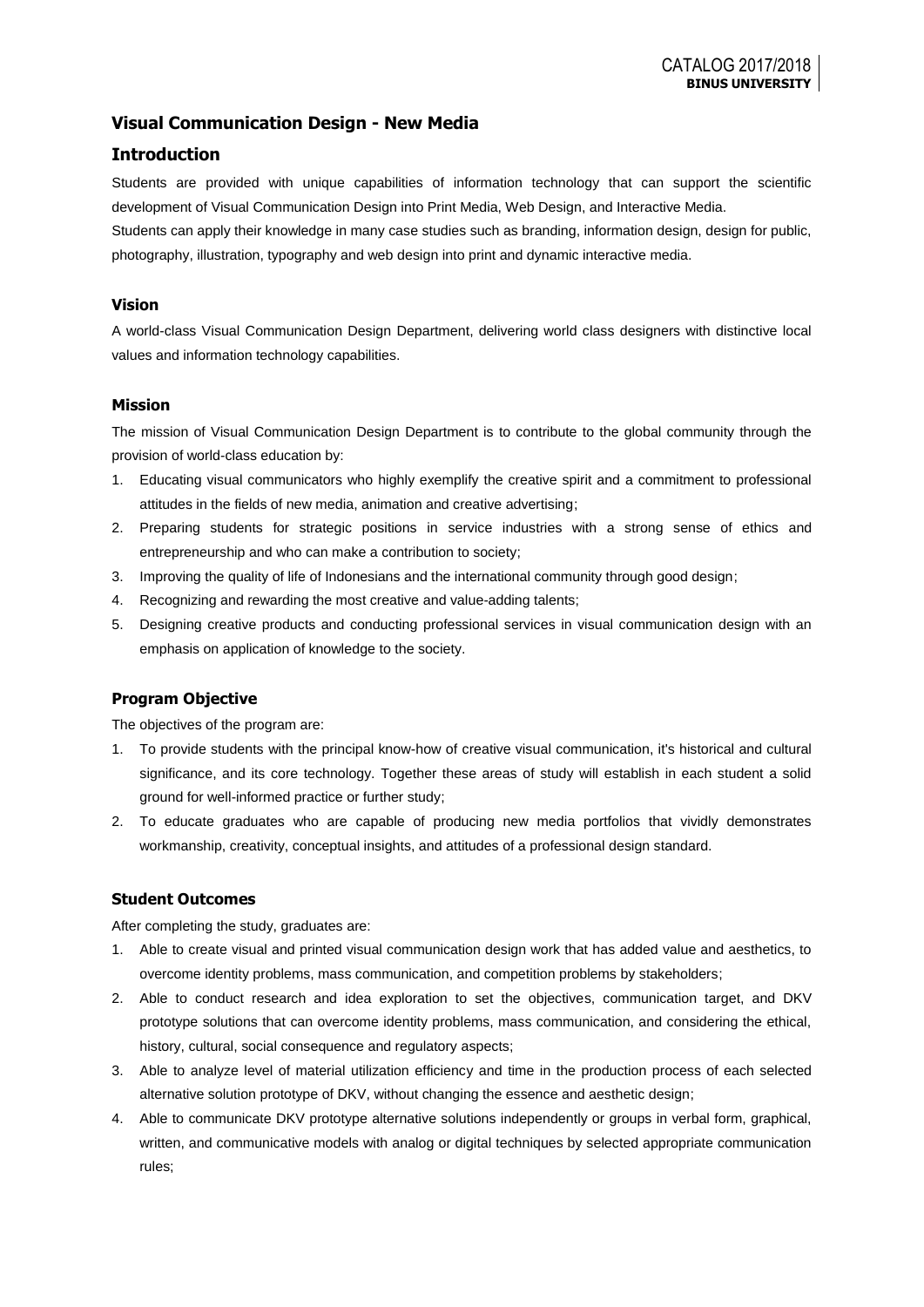# Visual Communication Design - New Media

## Introduction

Students are provided with unique capabilities of information technology that can support the scientific development of Visual Communication Design into Print Media, Web Design, and Interactive Media.

Students can apply their knowledge in many case studies such as branding, information design, design for public, photography, illustration, typography and web design into print and dynamic interactive media.

### Vision

A world-class Visual Communication Design Department, delivering world class designers with distinctive local values and information technology capabilities.

### Mission

The mission of Visual Communication Design Department is to contribute to the global community through the provision of world-class education by:

1. Educating visual communicators who highly exemplify the creative spirit and a commitment to professional attitudes in the fields of new media, animation and creative advertising;
2. Preparing students for strategic positions in service industries with a strong sense of ethics and entrepreneurship and who can make a contribution to society;
3. Improving the quality of life of Indonesians and the international community through good design;
4. Recognizing and rewarding the most creative and value-adding talents;
5. Designing creative products and conducting professional services in visual communication design with an emphasis on application of knowledge to the society.

### Program Objective

The objectives of the program are:

1. To provide students with the principal know-how of creative visual communication, it's historical and cultural significance, and its core technology. Together these areas of study will establish in each student a solid ground for well-informed practice or further study;
2. To educate graduates who are capable of producing new media portfolios that vividly demonstrates workmanship, creativity, conceptual insights, and attitudes of a professional design standard.

### Student Outcomes

After completing the study, graduates are:

1. Able to create visual and printed visual communication design work that has added value and aesthetics, to overcome identity problems, mass communication, and competition problems by stakeholders;
2. Able to conduct research and idea exploration to set the objectives, communication target, and DKV prototype solutions that can overcome identity problems, mass communication, and considering the ethical, history, cultural, social consequence and regulatory aspects;
3. Able to analyze level of material utilization efficiency and time in the production process of each selected alternative solution prototype of DKV, without changing the essence and aesthetic design;
4. Able to communicate DKV prototype alternative solutions independently or groups in verbal form, graphical, written, and communicative models with analog or digital techniques by selected appropriate communication rules;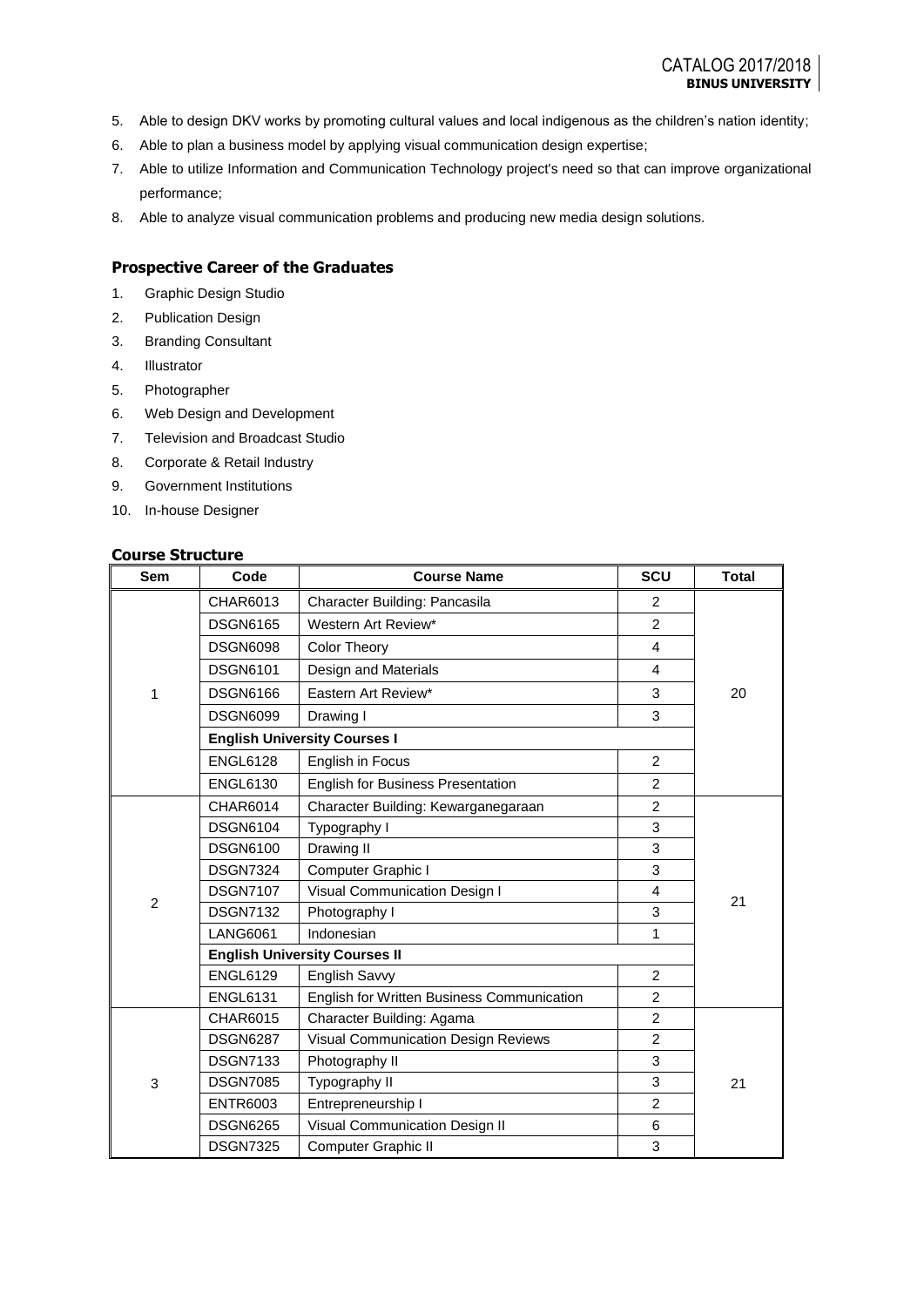5. Able to design DKV works by promoting cultural values and local indigenous as the children's nation identity;
6. Able to plan a business model by applying visual communication design expertise;
7. Able to utilize Information and Communication Technology project's need so that can improve organizational performance;
8. Able to analyze visual communication problems and producing new media design solutions.

### Prospective Career of the Graduates

1. Graphic Design Studio
2. Publication Design
3. Branding Consultant
4. Illustrator
5. Photographer
6. Web Design and Development
7. Television and Broadcast Studio
8. Corporate & Retail Industry
9. Government Institutions
10. In-house Designer

### Course Structure

| Sem | Code | Course Name | SCU | Total |
|---|---|---|---|---|
| 1 | CHAR6013 | Character Building: Pancasila | 2 | 20 |
| | DSGN6165 | Western Art Review* | 2 | |
| | DSGN6098 | Color Theory | 4 | |
| | DSGN6101 | Design and Materials | 4 | |
| | DSGN6166 | Eastern Art Review* | 3 | |
| | DSGN6099 | Drawing I | 3 | |
| | **English University Courses I** | | | |
| | ENGL6128 | English in Focus | 2 | |
| | ENGL6130 | English for Business Presentation | 2 | |
| 2 | CHAR6014 | Character Building: Kewarganegaraan | 2 | 21 |
| | DSGN6104 | Typography I | 3 | |
| | DSGN6100 | Drawing II | 3 | |
| | DSGN7324 | Computer Graphic I | 3 | |
| | DSGN7107 | Visual Communication Design I | 4 | |
| | DSGN7132 | Photography I | 3 | |
| | LANG6061 | Indonesian | 1 | |
| | **English University Courses II** | | | |
| | ENGL6129 | English Savvy | 2 | |
| | ENGL6131 | English for Written Business Communication | 2 | |
| 3 | CHAR6015 | Character Building: Agama | 2 | 21 |
| | DSGN6287 | Visual Communication Design Reviews | 2 | |
| | DSGN7133 | Photography II | 3 | |
| | DSGN7085 | Typography II | 3 | |
| | ENTR6003 | Entrepreneurship I | 2 | |
| | DSGN6265 | Visual Communication Design II | 6 | |
| | DSGN7325 | Computer Graphic II | 3 | |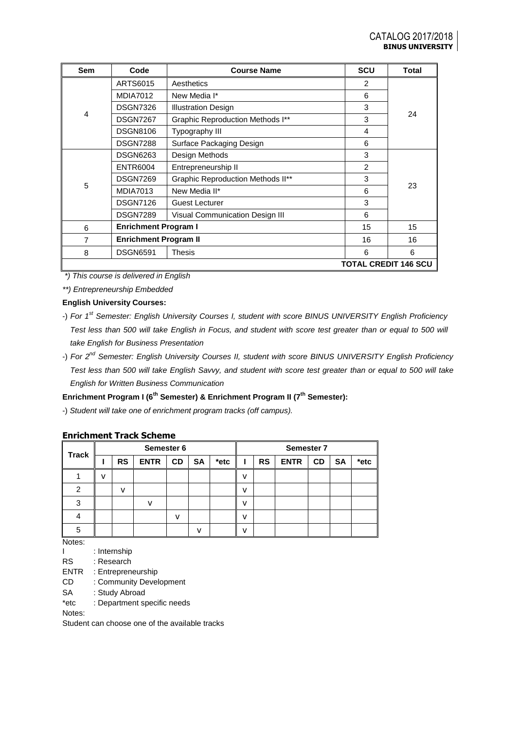| Sem | Code | Course Name | SCU | Total |
|---|---|---|---|---|
| 4 | ARTS6015 | Aesthetics | 2 | 24 |
| | MDIA7012 | New Media I* | 6 | |
| | DSGN7326 | Illustration Design | 3 | |
| | DSGN7267 | Graphic Reproduction Methods I** | 3 | |
| | DSGN8106 | Typography III | 4 | |
| | DSGN7288 | Surface Packaging Design | 6 | |
| 5 | DSGN6263 | Design Methods | 3 | 23 |
| | ENTR6004 | Entrepreneurship II | 2 | |
| | DSGN7269 | Graphic Reproduction Methods II** | 3 | |
| | MDIA7013 | New Media II* | 6 | |
| | DSGN7126 | Guest Lecturer | 3 | |
| | DSGN7289 | Visual Communication Design III | 6 | |
| 6 | **Enrichment Program I** | | 15 | 15 |
| 7 | **Enrichment Program II** | | 16 | 16 |
| 8 | DSGN6591 | Thesis | 6 | 6 |
| | | | **TOTAL CREDIT 146 SCU** | |

*\*) This course is delivered in English*

*\*\*) Entrepreneurship Embedded*

**English University Courses:**

-) *For 1st Semester: English University Courses I, student with score BINUS UNIVERSITY English Proficiency Test less than 500 will take English in Focus, and student with score test greater than or equal to 500 will take English for Business Presentation*

-) *For 2nd Semester: English University Courses II, student with score BINUS UNIVERSITY English Proficiency Test less than 500 will take English Savvy, and student with score test greater than or equal to 500 will take English for Written Business Communication*

**Enrichment Program I (6th Semester) & Enrichment Program II (7th Semester):**

-) *Student will take one of enrichment program tracks (off campus).*

### Enrichment Track Scheme

| Track | Semester 6 | | | | | | Semester 7 | | | | | |
|---|---|---|---|---|---|---|---|---|---|---|---|---|
| | I | RS | ENTR | CD | SA | *etc | I | RS | ENTR | CD | SA | *etc |
| 1 | v | | | | | | v | | | | | |
| 2 | | v | | | | | v | | | | | |
| 3 | | | v | | | | v | | | | | |
| 4 | | | | v | | | v | | | | | |
| 5 | | | | | v | | v | | | | | |

Notes:

I : Internship
RS : Research
ENTR : Entrepreneurship
CD : Community Development
SA : Study Abroad
*etc : Department specific needs

Notes:

Student can choose one of the available tracks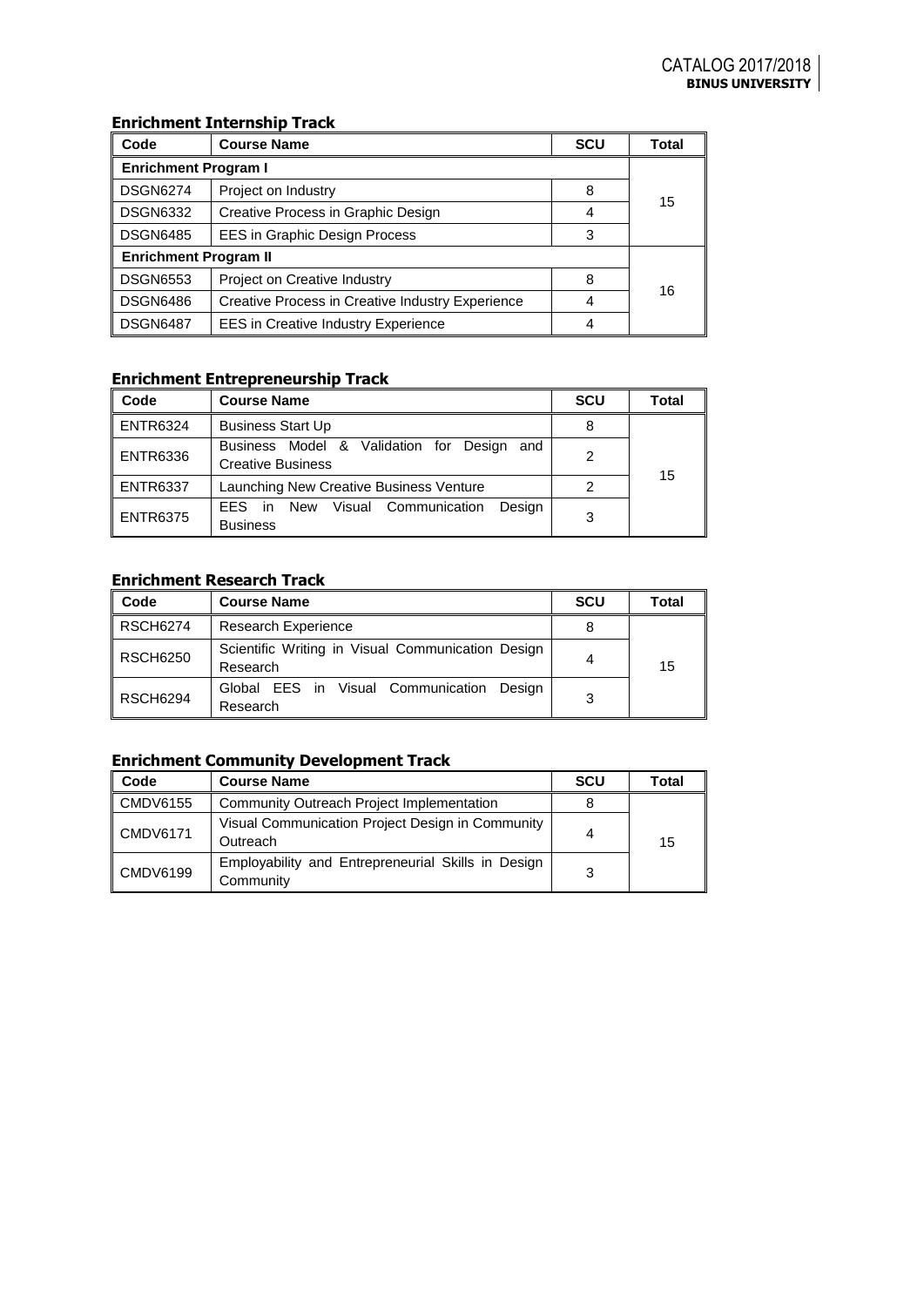### Enrichment Internship Track

| Code | Course Name | SCU | Total |
|---|---|---|---|
| **Enrichment Program I** | | | |
| DSGN6274 | Project on Industry | 8 | 15 |
| DSGN6332 | Creative Process in Graphic Design | 4 | |
| DSGN6485 | EES in Graphic Design Process | 3 | |
| **Enrichment Program II** | | | |
| DSGN6553 | Project on Creative Industry | 8 | 16 |
| DSGN6486 | Creative Process in Creative Industry Experience | 4 | |
| DSGN6487 | EES in Creative Industry Experience | 4 | |

### Enrichment Entrepreneurship Track

| Code | Course Name | SCU | Total |
|---|---|---|---|
| ENTR6324 | Business Start Up | 8 | 15 |
| ENTR6336 | Business Model & Validation for Design and Creative Business | 2 | |
| ENTR6337 | Launching New Creative Business Venture | 2 | |
| ENTR6375 | EES in New Visual Communication Design Business | 3 | |

### Enrichment Research Track

| Code | Course Name | SCU | Total |
|---|---|---|---|
| RSCH6274 | Research Experience | 8 | 15 |
| RSCH6250 | Scientific Writing in Visual Communication Design Research | 4 | |
| RSCH6294 | Global EES in Visual Communication Design Research | 3 | |

### Enrichment Community Development Track

| Code | Course Name | SCU | Total |
|---|---|---|---|
| CMDV6155 | Community Outreach Project Implementation | 8 | 15 |
| CMDV6171 | Visual Communication Project Design in Community Outreach | 4 | |
| CMDV6199 | Employability and Entrepreneurial Skills in Design Community | 3 | |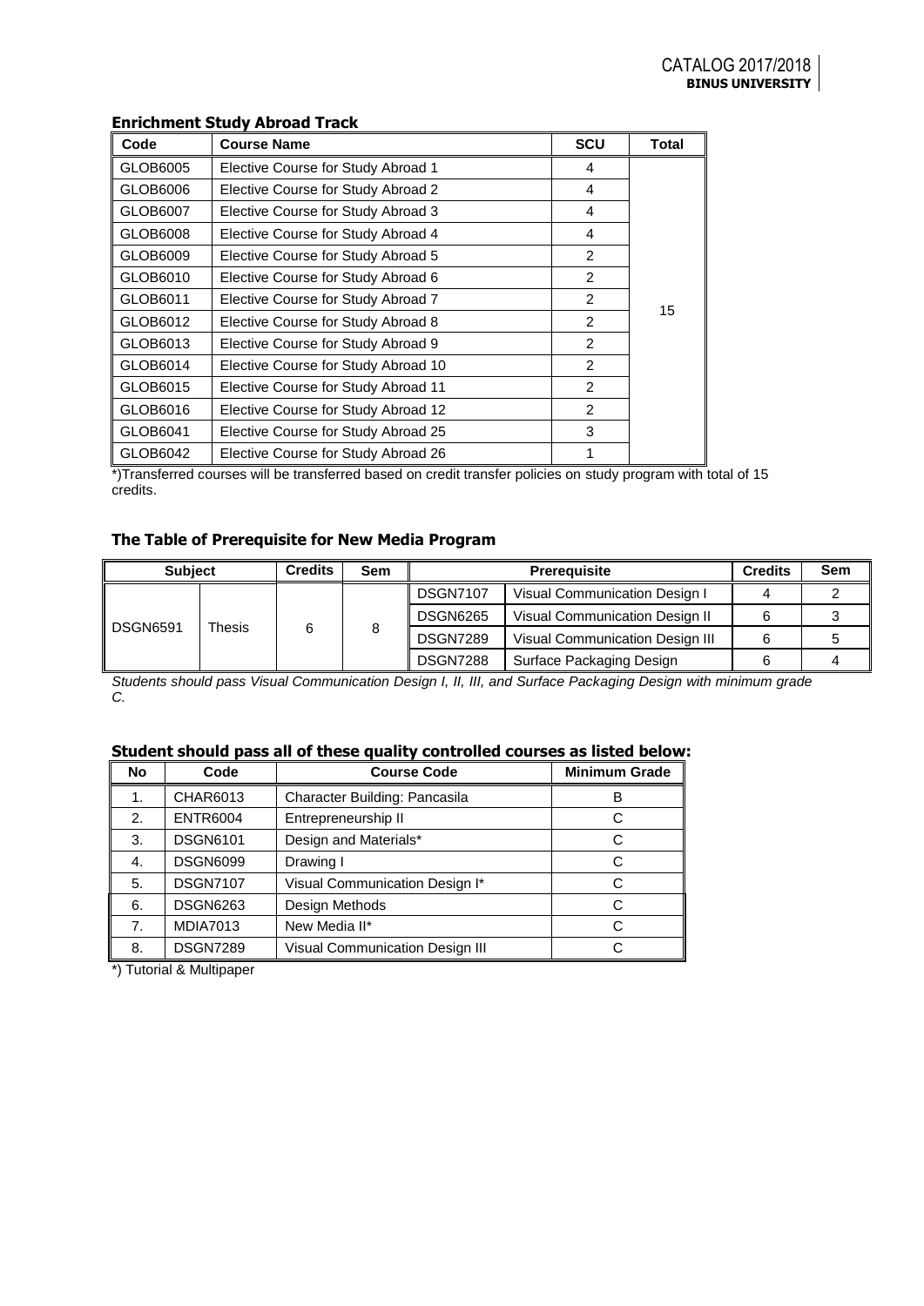### Enrichment Study Abroad Track

| Code | Course Name | SCU | Total |
|---|---|---|---|
| GLOB6005 | Elective Course for Study Abroad 1 | 4 | 15 |
| GLOB6006 | Elective Course for Study Abroad 2 | 4 | |
| GLOB6007 | Elective Course for Study Abroad 3 | 4 | |
| GLOB6008 | Elective Course for Study Abroad 4 | 4 | |
| GLOB6009 | Elective Course for Study Abroad 5 | 2 | |
| GLOB6010 | Elective Course for Study Abroad 6 | 2 | |
| GLOB6011 | Elective Course for Study Abroad 7 | 2 | |
| GLOB6012 | Elective Course for Study Abroad 8 | 2 | |
| GLOB6013 | Elective Course for Study Abroad 9 | 2 | |
| GLOB6014 | Elective Course for Study Abroad 10 | 2 | |
| GLOB6015 | Elective Course for Study Abroad 11 | 2 | |
| GLOB6016 | Elective Course for Study Abroad 12 | 2 | |
| GLOB6041 | Elective Course for Study Abroad 25 | 3 | |
| GLOB6042 | Elective Course for Study Abroad 26 | 1 | |

*)Transferred courses will be transferred based on credit transfer policies on study program with total of 15 credits.

### The Table of Prerequisite for New Media Program

| Subject | | Credits | Sem | Prerequisite | | Credits | Sem |
|---|---|---|---|---|---|---|---|
| DSGN6591 | Thesis | 6 | 8 | DSGN7107 | Visual Communication Design I | 4 | 2 |
| | | | | DSGN6265 | Visual Communication Design II | 6 | 3 |
| | | | | DSGN7289 | Visual Communication Design III | 6 | 5 |
| | | | | DSGN7288 | Surface Packaging Design | 6 | 4 |

*Students should pass Visual Communication Design I, II, III, and Surface Packaging Design with minimum grade C.*

### Student should pass all of these quality controlled courses as listed below:

| No | Code | Course Code | Minimum Grade |
|---|---|---|---|
| 1. | CHAR6013 | Character Building: Pancasila | B |
| 2. | ENTR6004 | Entrepreneurship II | C |
| 3. | DSGN6101 | Design and Materials* | C |
| 4. | DSGN6099 | Drawing I | C |
| 5. | DSGN7107 | Visual Communication Design I* | C |
| 6. | DSGN6263 | Design Methods | C |
| 7. | MDIA7013 | New Media II* | C |
| 8. | DSGN7289 | Visual Communication Design III | C |

*) Tutorial & Multipaper